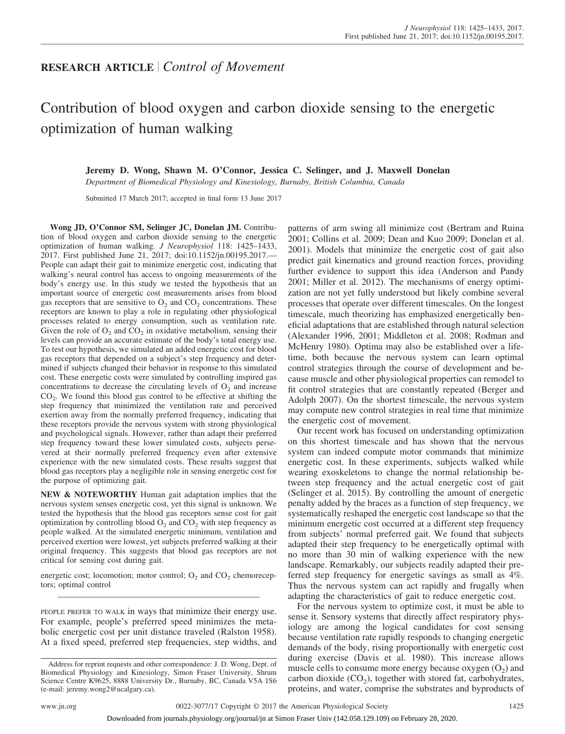## RESEARCH ARTICLE | *Control of Movement*

# Contribution of blood oxygen and carbon dioxide sensing to the energetic optimization of human walking

**Jeremy D. Wong, Shawn M. O'Connor, Jessica C. Selinger, and J. Maxwell Donelan**

*Department of Biomedical Physiology and Kinesiology, Burnaby, British Columbia, Canada*

Submitted 17 March 2017; accepted in final form 13 June 2017

**Wong JD, O'Connor SM, Selinger JC, Donelan JM.** Contribution of blood oxygen and carbon dioxide sensing to the energetic optimization of human walking. *J Neurophysiol* 118: 1425–1433, 2017. First published June 21, 2017; doi:10.1152/jn.00195.2017.—People can adapt their gait to minimize energetic cost, indicating that walking's neural control has access to ongoing measurements of the body's energy use. In this study we tested the hypothesis that an important source of energetic cost measurements arises from blood gas receptors that are sensitive to $O_2$ and $CO_2$ concentrations. These receptors are known to play a role in regulating other physiological processes related to energy consumption, such as ventilation rate. Given the role of $O_2$ and $CO_2$ in oxidative metabolism, sensing their levels can provide an accurate estimate of the body's total energy use. To test our hypothesis, we simulated an added energetic cost for blood gas receptors that depended on a subject's step frequency and determined if subjects changed their behavior in response to this simulated cost. These energetic costs were simulated by controlling inspired gas concentrations to decrease the circulating levels of $O_2$ and increase $CO_2$. We found this blood gas control to be effective at shifting the step frequency that minimized the ventilation rate and perceived exertion away from the normally preferred frequency, indicating that these receptors provide the nervous system with strong physiological and psychological signals. However, rather than adapt their preferred step frequency toward these lower simulated costs, subjects persevered at their normally preferred frequency even after extensive experience with the new simulated costs. These results suggest that blood gas receptors play a negligible role in sensing energetic cost for the purpose of optimizing gait.

**NEW & NOTEWORTHY** Human gait adaptation implies that the nervous system senses energetic cost, yet this signal is unknown. We tested the hypothesis that the blood gas receptors sense cost for gait optimization by controlling blood $O_2$ and $CO_2$ with step frequency as people walked. At the simulated energetic minimum, ventilation and perceived exertion were lowest, yet subjects preferred walking at their original frequency. This suggests that blood gas receptors are not critical for sensing cost during gait.

energetic cost; locomotion; motor control; $O_2$ and $CO_2$ chemoreceptors; optimal control

PEOPLE PREFER TO WALK in ways that minimize their energy use. For example, people's preferred speed minimizes the metabolic energetic cost per unit distance traveled (Ralston 1958). At a fixed speed, preferred step frequencies, step widths, and patterns of arm swing all minimize cost (Bertram and Ruina 2001; Collins et al. 2009; Dean and Kuo 2009; Donelan et al. 2001). Models that minimize the energetic cost of gait also predict gait kinematics and ground reaction forces, providing further evidence to support this idea (Anderson and Pandy 2001; Miller et al. 2012). The mechanisms of energy optimization are not yet fully understood but likely combine several processes that operate over different timescales. On the longest timescale, much theorizing has emphasized energetically beneficial adaptations that are established through natural selection (Alexander 1996, 2001; Middleton et al. 2008; Rodman and McHenry 1980). Optima may also be established over a lifetime, both because the nervous system can learn optimal control strategies through the course of development and because muscle and other physiological properties can remodel to fit control strategies that are constantly repeated (Berger and Adolph 2007). On the shortest timescale, the nervous system may compute new control strategies in real time that minimize the energetic cost of movement.

Our recent work has focused on understanding optimization on this shortest timescale and has shown that the nervous system can indeed compute motor commands that minimize energetic cost. In these experiments, subjects walked while wearing exoskeletons to change the normal relationship between step frequency and the actual energetic cost of gait (Selinger et al. 2015). By controlling the amount of energetic penalty added by the braces as a function of step frequency, we systematically reshaped the energetic cost landscape so that the minimum energetic cost occurred at a different step frequency from subjects' normal preferred gait. We found that subjects adapted their step frequency to be energetically optimal with no more than 30 min of walking experience with the new landscape. Remarkably, our subjects readily adapted their preferred step frequency for energetic savings as small as 4%. Thus the nervous system can act rapidly and frugally when adapting the characteristics of gait to reduce energetic cost.

For the nervous system to optimize cost, it must be able to sense it. Sensory systems that directly affect respiratory physiology are among the logical candidates for cost sensing because ventilation rate rapidly responds to changing energetic demands of the body, rising proportionally with energetic cost during exercise (Davis et al. 1980). This increase allows muscle cells to consume more energy because oxygen ($O_2$) and carbon dioxide ($CO_2$), together with stored fat, carbohydrates, proteins, and water, comprise the substrates and byproducts of

Address for reprint requests and other correspondence: J. D. Wong, Dept. of Biomedical Physiology and Kinesiology, Simon Fraser University, Shrum Science Centre K9625, 8888 University Dr., Burnaby, BC, Canada V5A 1S6 (e-mail: jeremy.wong2@ucalgary.ca).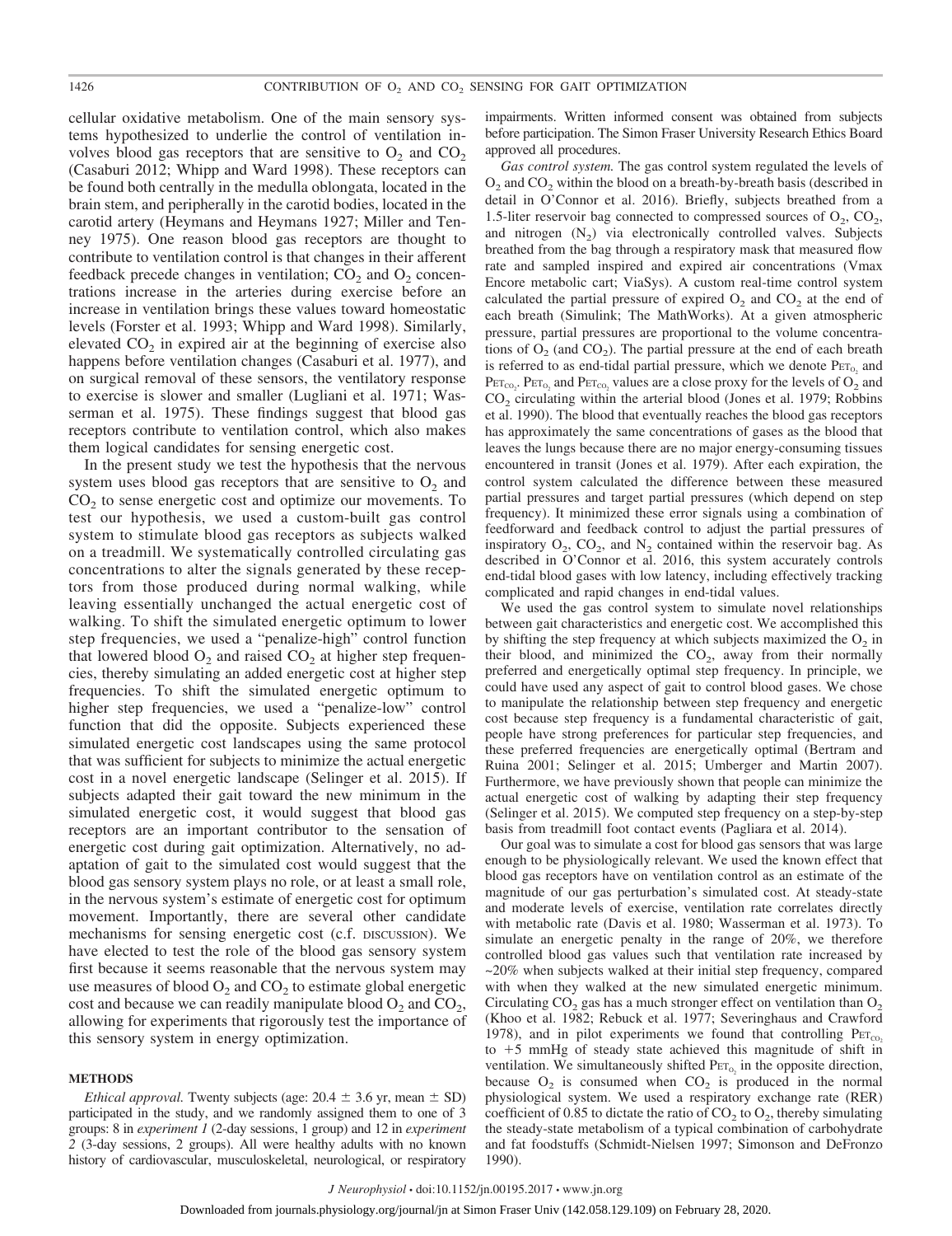cellular oxidative metabolism. One of the main sensory systems hypothesized to underlie the control of ventilation involves blood gas receptors that are sensitive to $O_2$ and $CO_2$ (Casaburi 2012; Whipp and Ward 1998). These receptors can be found both centrally in the medulla oblongata, located in the brain stem, and peripherally in the carotid bodies, located in the carotid artery (Heymans and Heymans 1927; Miller and Tenney 1975). One reason blood gas receptors are thought to contribute to ventilation control is that changes in their afferent feedback precede changes in ventilation; $CO_2$ and $O_2$ concentrations increase in the arteries during exercise before an increase in ventilation brings these values toward homeostatic levels (Forster et al. 1993; Whipp and Ward 1998). Similarly, elevated $CO_2$ in expired air at the beginning of exercise also happens before ventilation changes (Casaburi et al. 1977), and on surgical removal of these sensors, the ventilatory response to exercise is slower and smaller (Lugliani et al. 1971; Wasserman et al. 1975). These findings suggest that blood gas receptors contribute to ventilation control, which also makes them logical candidates for sensing energetic cost.

In the present study we test the hypothesis that the nervous system uses blood gas receptors that are sensitive to $O_2$ and $CO_2$ to sense energetic cost and optimize our movements. To test our hypothesis, we used a custom-built gas control system to stimulate blood gas receptors as subjects walked on a treadmill. We systematically controlled circulating gas concentrations to alter the signals generated by these receptors from those produced during normal walking, while leaving essentially unchanged the actual energetic cost of walking. To shift the simulated energetic optimum to lower step frequencies, we used a "penalize-high" control function that lowered blood $O_2$ and raised $CO_2$ at higher step frequencies, thereby simulating an added energetic cost at higher step frequencies. To shift the simulated energetic optimum to higher step frequencies, we used a "penalize-low" control function that did the opposite. Subjects experienced these simulated energetic cost landscapes using the same protocol that was sufficient for subjects to minimize the actual energetic cost in a novel energetic landscape (Selinger et al. 2015). If subjects adapted their gait toward the new minimum in the simulated energetic cost, it would suggest that blood gas receptors are an important contributor to the sensation of energetic cost during gait optimization. Alternatively, no adaptation of gait to the simulated cost would suggest that the blood gas sensory system plays no role, or at least a small role, in the nervous system's estimate of energetic cost for optimum movement. Importantly, there are several other candidate mechanisms for sensing energetic cost (c.f. DISCUSSION). We have elected to test the role of the blood gas sensory system first because it seems reasonable that the nervous system may use measures of blood $O_2$ and $CO_2$ to estimate global energetic cost and because we can readily manipulate blood $O_2$ and $CO_2$, allowing for experiments that rigorously test the importance of this sensory system in energy optimization.

## METHODS

*Ethical approval.* Twenty subjects (age: 20.4 ± 3.6 yr, mean ± SD) participated in the study, and we randomly assigned them to one of 3 groups: 8 in *experiment 1* (2-day sessions, 1 group) and 12 in *experiment 2* (3-day sessions, 2 groups). All were healthy adults with no known history of cardiovascular, musculoskeletal, neurological, or respiratory impairments. Written informed consent was obtained from subjects before participation. The Simon Fraser University Research Ethics Board approved all procedures.

*Gas control system.* The gas control system regulated the levels of $O_2$ and $CO_2$ within the blood on a breath-by-breath basis (described in detail in O'Connor et al. 2016). Briefly, subjects breathed from a 1.5-liter reservoir bag connected to compressed sources of $O_2$, $CO_2$, and nitrogen ($N_2$) via electronically controlled valves. Subjects breathed from the bag through a respiratory mask that measured flow rate and sampled inspired and expired air concentrations (Vmax Encore metabolic cart; ViaSys). A custom real-time control system calculated the partial pressure of expired $O_2$ and $CO_2$ at the end of each breath (Simulink; The MathWorks). At a given atmospheric pressure, partial pressures are proportional to the volume concentrations of $O_2$ (and $CO_2$). The partial pressure at the end of each breath is referred to as end-tidal partial pressure, which we denote $P_{ET_{O_2}}$ and $P_{ET_{CO_2}}$. $P_{ET_{O_2}}$ and $P_{ET_{CO_2}}$ values are a close proxy for the levels of $O_2$ and $CO_2$ circulating within the arterial blood (Jones et al. 1979; Robbins et al. 1990). The blood that eventually reaches the blood gas receptors has approximately the same concentrations of gases as the blood that leaves the lungs because there are no major energy-consuming tissues encountered in transit (Jones et al. 1979). After each expiration, the control system calculated the difference between these measured partial pressures and target partial pressures (which depend on step frequency). It minimized these error signals using a combination of feedforward and feedback control to adjust the partial pressures of inspiratory $O_2$, $CO_2$, and $N_2$ contained within the reservoir bag. As described in O'Connor et al. 2016, this system accurately controls end-tidal blood gases with low latency, including effectively tracking complicated and rapid changes in end-tidal values.

We used the gas control system to simulate novel relationships between gait characteristics and energetic cost. We accomplished this by shifting the step frequency at which subjects maximized the $O_2$ in their blood, and minimized the $CO_2$, away from their normally preferred and energetically optimal step frequency. In principle, we could have used any aspect of gait to control blood gases. We chose to manipulate the relationship between step frequency and energetic cost because step frequency is a fundamental characteristic of gait, people have strong preferences for particular step frequencies, and these preferred frequencies are energetically optimal (Bertram and Ruina 2001; Selinger et al. 2015; Umberger and Martin 2007). Furthermore, we have previously shown that people can minimize the actual energetic cost of walking by adapting their step frequency (Selinger et al. 2015). We computed step frequency on a step-by-step basis from treadmill foot contact events (Pagliara et al. 2014).

Our goal was to simulate a cost for blood gas sensors that was large enough to be physiologically relevant. We used the known effect that blood gas receptors have on ventilation control as an estimate of the magnitude of our gas perturbation's simulated cost. At steady-state and moderate levels of exercise, ventilation rate correlates directly with metabolic rate (Davis et al. 1980; Wasserman et al. 1973). To simulate an energetic penalty in the range of 20%, we therefore controlled blood gas values such that ventilation rate increased by ~20% when subjects walked at their initial step frequency, compared with when they walked at the new simulated energetic minimum. Circulating $CO_2$ gas has a much stronger effect on ventilation than $O_2$ (Khoo et al. 1982; Rebuck et al. 1977; Severinghaus and Crawford 1978), and in pilot experiments we found that controlling $P_{ET_{CO_2}}$ to +5 mmHg of steady state achieved this magnitude of shift in ventilation. We simultaneously shifted $P_{ET_{O_2}}$ in the opposite direction, because $O_2$ is consumed when $CO_2$ is produced in the normal physiological system. We used a respiratory exchange rate (RER) coefficient of 0.85 to dictate the ratio of $CO_2$ to $O_2$, thereby simulating the steady-state metabolism of a typical combination of carbohydrate and fat foodstuffs (Schmidt-Nielsen 1997; Simonson and DeFronzo 1990).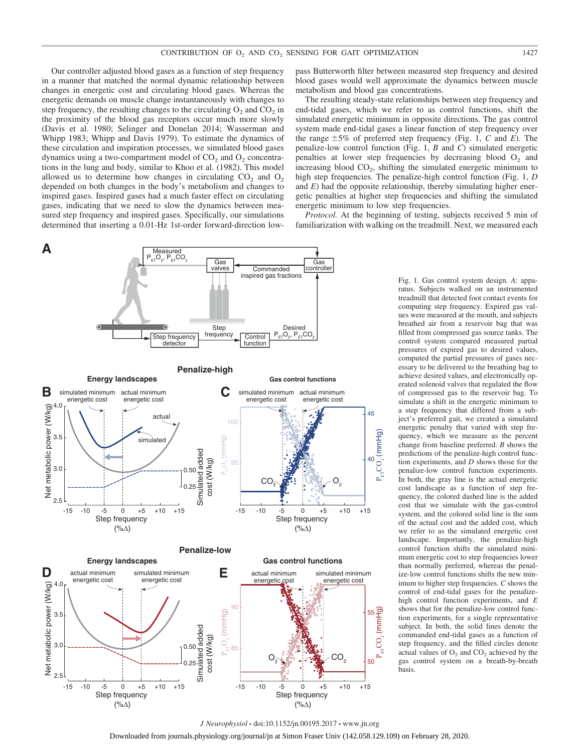Our controller adjusted blood gases as a function of step frequency in a manner that matched the normal dynamic relationship between changes in energetic cost and circulating blood gases. Whereas the energetic demands on muscle change instantaneously with changes to step frequency, the resulting changes to the circulating $O_2$ and $CO_2$ in the proximity of the blood gas receptors occur much more slowly (Davis et al. 1980; Selinger and Donelan 2014; Wasserman and Whipp 1983; Whipp and Davis 1979). To estimate the dynamics of these circulation and inspiration processes, we simulated blood gases dynamics using a two-compartment model of $CO_2$ and $O_2$ concentrations in the lung and body, similar to Khoo et al. (1982). This model allowed us to determine how changes in circulating $CO_2$ and $O_2$ depended on both changes in the body's metabolism and changes to inspired gases. Inspired gases had a much faster effect on circulating gases, indicating that we need to slow the dynamics between measured step frequency and inspired gases. Specifically, our simulations determined that inserting a 0.01-Hz 1st-order forward-direction low-pass Butterworth filter between measured step frequency and desired blood gases would well approximate the dynamics between muscle metabolism and blood gas concentrations.

The resulting steady-state relationships between step frequency and end-tidal gases, which we refer to as control functions, shift the simulated energetic minimum in opposite directions. The gas control system made end-tidal gases a linear function of step frequency over the range ±5% of preferred step frequency (Fig. 1, *C* and *E*). The penalize-low control function (Fig. 1, *B* and *C*) simulated energetic penalties at lower step frequencies by decreasing blood $O_2$ and increasing blood $CO_2$, shifting the simulated energetic minimum to high step frequencies. The penalize-high control function (Fig. 1, *D* and *E*) had the opposite relationship, thereby simulating higher energetic penalties at higher step frequencies and shifting the simulated energetic minimum to low step frequencies.

*Protocol.* At the beginning of testing, subjects received 5 min of familiarization with walking on the treadmill. Next, we measured each

Fig. 1. Gas control system design. *A*: apparatus. Subjects walked on an instrumented treadmill that detected foot contact events for computing step frequency. Expired gas values were measured at the mouth, and subjects breathed air from a reservoir bag that was filled from compressed gas source tanks. The control system compared measured partial pressures of expired gas to desired values, computed the partial pressures of gases necessary to be delivered to the breathing bag to achieve desired values, and electronically operated solenoid valves that regulated the flow of compressed gas to the reservoir bag. To simulate a shift in the energetic minimum to a step frequency that differed from a subject's preferred gait, we created a simulated energetic penalty that varied with step frequency, which we measure as the percent change from baseline preferred. *B* shows the predictions of the penalize-high control function experiments, and *D* shows those for the penalize-low control function experiments. In both, the gray line is the actual energetic cost landscape as a function of step frequency, the colored dashed line is the added cost that we simulate with the gas-control system, and the colored solid line is the sum of the actual cost and the added cost, which we refer to as the simulated energetic cost landscape. Importantly, the penalize-high control function shifts the simulated minimum energetic cost to step frequencies lower than normally preferred, whereas the penalize-low control functions shifts the new minimum to higher step frequencies. *C* shows the control of end-tidal gases for the penalize-high control function experiments, and *E* shows that for the penalize-low control function experiments, for a single representative subject. In both, the solid lines denote the commanded end-tidal gases as a function of step frequency, and the filled circles denote actual values of $O_2$ and $CO_2$ achieved by the gas control system on a breath-by-breath basis.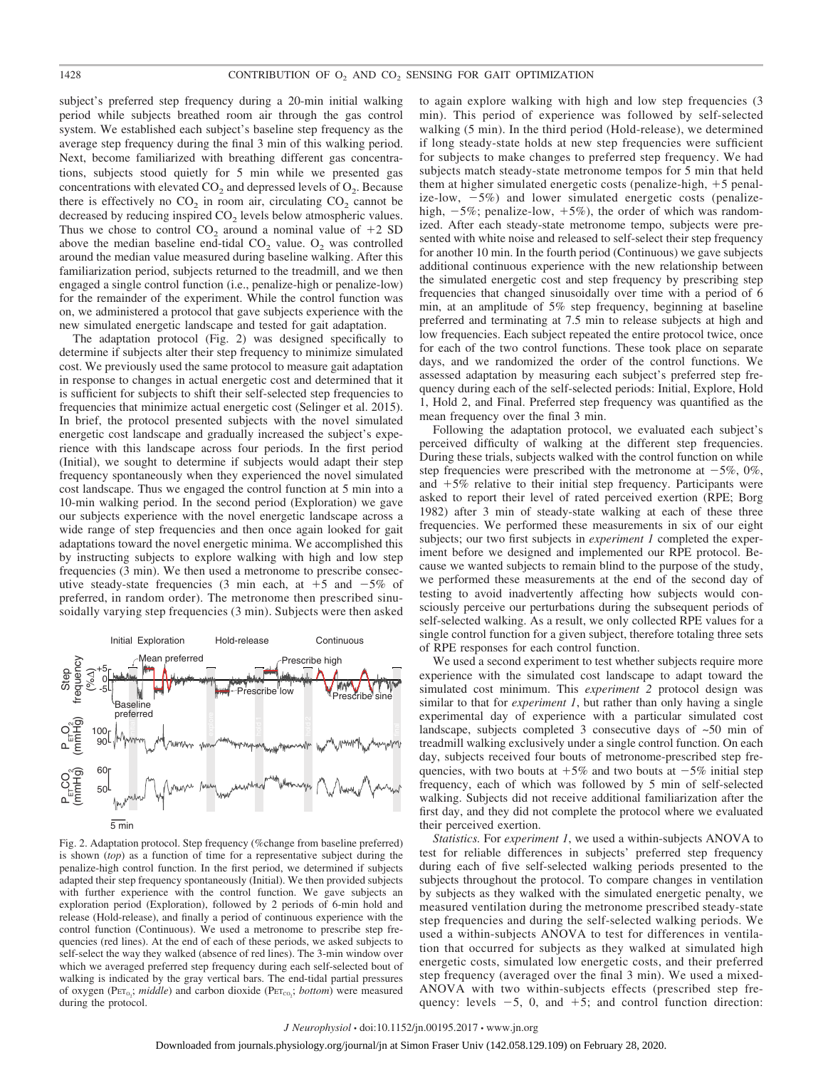subject's preferred step frequency during a 20-min initial walking period while subjects breathed room air through the gas control system. We established each subject's baseline step frequency as the average step frequency during the final 3 min of this walking period. Next, become familiarized with breathing different gas concentrations, subjects stood quietly for 5 min while we presented gas concentrations with elevated $CO_2$ and depressed levels of $O_2$. Because there is effectively no $CO_2$ in room air, circulating $CO_2$ cannot be decreased by reducing inspired $CO_2$ levels below atmospheric values. Thus we chose to control $CO_2$ around a nominal value of +2 SD above the median baseline end-tidal $CO_2$ value. $O_2$ was controlled around the median value measured during baseline walking. After this familiarization period, subjects returned to the treadmill, and we then engaged a single control function (i.e., penalize-high or penalize-low) for the remainder of the experiment. While the control function was on, we administered a protocol that gave subjects experience with the new simulated energetic landscape and tested for gait adaptation.

The adaptation protocol (Fig. 2) was designed specifically to determine if subjects alter their step frequency to minimize simulated cost. We previously used the same protocol to measure gait adaptation in response to changes in actual energetic cost and determined that it is sufficient for subjects to shift their self-selected step frequencies to frequencies that minimize actual energetic cost (Selinger et al. 2015). In brief, the protocol presented subjects with the novel simulated energetic cost landscape and gradually increased the subject's experience with this landscape across four periods. In the first period (Initial), we sought to determine if subjects would adapt their step frequency spontaneously when they experienced the novel simulated cost landscape. Thus we engaged the control function at 5 min into a 10-min walking period. In the second period (Exploration) we gave our subjects experience with the novel energetic landscape across a wide range of step frequencies and then once again looked for gait adaptations toward the novel energetic minima. We accomplished this by instructing subjects to explore walking with high and low step frequencies (3 min). We then used a metronome to prescribe consecutive steady-state frequencies (3 min each, at +5 and −5% of preferred, in random order). The metronome then prescribed sinusoidally varying step frequencies (3 min). Subjects were then asked

Fig. 2. Adaptation protocol. Step frequency (%change from baseline preferred) is shown (*top*) as a function of time for a representative subject during the penalize-high control function. In the first period, we determined if subjects adapted their step frequency spontaneously (Initial). We then provided subjects with further experience with the control function. We gave subjects an exploration period (Exploration), followed by 2 periods of 6-min hold and release (Hold-release), and finally a period of continuous experience with the control function (Continuous). We used a metronome to prescribe step frequencies (red lines). At the end of each of these periods, we asked subjects to self-select the way they walked (absence of red lines). The 3-min window over which we averaged preferred step frequency during each self-selected bout of walking is indicated by the gray vertical bars. The end-tidal partial pressures of oxygen ($P_{ET_{O_2}}$; *middle*) and carbon dioxide ($P_{ET_{CO_2}}$; *bottom*) were measured during the protocol.

to again explore walking with high and low step frequencies (3 min). This period of experience was followed by self-selected walking (5 min). In the third period (Hold-release), we determined if long steady-state holds at new step frequencies were sufficient for subjects to make changes to preferred step frequency. We had subjects match steady-state metronome tempos for 5 min that held them at higher simulated energetic costs (penalize-high, +5 penalize-low, −5%) and lower simulated energetic costs (penalize-high, −5%; penalize-low, +5%), the order of which was randomized. After each steady-state metronome tempo, subjects were presented with white noise and released to self-select their step frequency for another 10 min. In the fourth period (Continuous) we gave subjects additional continuous experience with the new relationship between the simulated energetic cost and step frequency by prescribing step frequencies that changed sinusoidally over time with a period of 6 min, at an amplitude of 5% step frequency, beginning at baseline preferred and terminating at 7.5 min to release subjects at high and low frequencies. Each subject repeated the entire protocol twice, once for each of the two control functions. These took place on separate days, and we randomized the order of the control functions. We assessed adaptation by measuring each subject's preferred step frequency during each of the self-selected periods: Initial, Explore, Hold 1, Hold 2, and Final. Preferred step frequency was quantified as the mean frequency over the final 3 min.

Following the adaptation protocol, we evaluated each subject's perceived difficulty of walking at the different step frequencies. During these trials, subjects walked with the control function on while step frequencies were prescribed with the metronome at −5%, 0%, and +5% relative to their initial step frequency. Participants were asked to report their level of rated perceived exertion (RPE; Borg 1982) after 3 min of steady-state walking at each of these three frequencies. We performed these measurements in six of our eight subjects; our two first subjects in *experiment 1* completed the experiment before we designed and implemented our RPE protocol. Because we wanted subjects to remain blind to the purpose of the study, we performed these measurements at the end of the second day of testing to avoid inadvertently affecting how subjects would consciously perceive our perturbations during the subsequent periods of self-selected walking. As a result, we only collected RPE values for a single control function for a given subject, therefore totaling three sets of RPE responses for each control function.

We used a second experiment to test whether subjects require more experience with the simulated cost landscape to adapt toward the simulated cost minimum. This *experiment 2* protocol design was similar to that for *experiment 1*, but rather than only having a single experimental day of experience with a particular simulated cost landscape, subjects completed 3 consecutive days of ~50 min of treadmill walking exclusively under a single control function. On each day, subjects received four bouts of metronome-prescribed step frequencies, with two bouts at +5% and two bouts at −5% initial step frequency, each of which was followed by 5 min of self-selected walking. Subjects did not receive additional familiarization after the first day, and they did not complete the protocol where we evaluated their perceived exertion.

*Statistics.* For *experiment 1*, we used a within-subjects ANOVA to test for reliable differences in subjects' preferred step frequency during each of five self-selected walking periods presented to the subjects throughout the protocol. To compare changes in ventilation by subjects as they walked with the simulated energetic penalty, we measured ventilation during the metronome prescribed steady-state step frequencies and during the self-selected walking periods. We used a within-subjects ANOVA to test for differences in ventilation that occurred for subjects as they walked at simulated high energetic costs, simulated low energetic costs, and their preferred step frequency (averaged over the final 3 min). We used a mixed-ANOVA with two within-subjects effects (prescribed step frequency: levels −5, 0, and +5; and control function direction: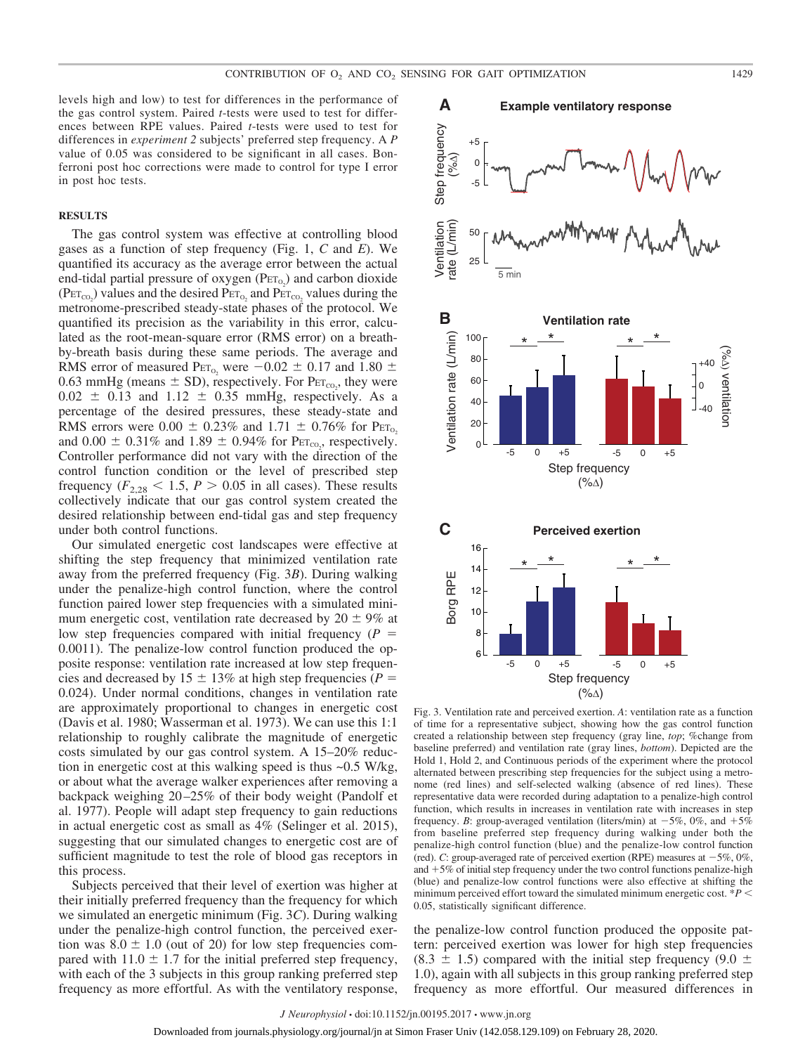levels high and low) to test for differences in the performance of the gas control system. Paired *t*-tests were used to test for differences between RPE values. Paired *t*-tests were used to test for differences in *experiment 2* subjects' preferred step frequency. A *P* value of 0.05 was considered to be significant in all cases. Bonferroni post hoc corrections were made to control for type I error in post hoc tests.

## RESULTS

The gas control system was effective at controlling blood gases as a function of step frequency (Fig. 1, *C* and *E*). We quantified its accuracy as the average error between the actual end-tidal partial pressure of oxygen ($P_{ET_{O_2}}$) and carbon dioxide ($P_{ET_{CO_2}}$) values and the desired $P_{ET_{O_2}}$ and $P_{ET_{CO_2}}$ values during the metronome-prescribed steady-state phases of the protocol. We quantified its precision as the variability in this error, calculated as the root-mean-square error (RMS error) on a breath-by-breath basis during these same periods. The average and RMS error of measured $P_{ET_{O_2}}$ were $-0.02 \pm 0.17$ and $1.80 \pm 0.63$ mmHg (means ± SD), respectively. For $P_{ET_{CO_2}}$, they were $0.02 \pm 0.13$ and $1.12 \pm 0.35$ mmHg, respectively. As a percentage of the desired pressures, these steady-state and RMS errors were $0.00 \pm 0.23\%$ and $1.71 \pm 0.76\%$ for $P_{ET_{O_2}}$ and $0.00 \pm 0.31\%$ and $1.89 \pm 0.94\%$ for $P_{ET_{CO_2}}$, respectively. Controller performance did not vary with the direction of the control function condition or the level of prescribed step frequency ($F_{2,28} < 1.5$, $P > 0.05$ in all cases). These results collectively indicate that our gas control system created the desired relationship between end-tidal gas and step frequency under both control functions.

Our simulated energetic cost landscapes were effective at shifting the step frequency that minimized ventilation rate away from the preferred frequency (Fig. 3*B*). During walking under the penalize-high control function, where the control function paired lower step frequencies with a simulated minimum energetic cost, ventilation rate decreased by $20 \pm 9\%$ at low step frequencies compared with initial frequency ($P = 0.0011$). The penalize-low control function produced the opposite response: ventilation rate increased at low step frequencies and decreased by $15 \pm 13\%$ at high step frequencies ($P = 0.024$). Under normal conditions, changes in ventilation rate are approximately proportional to changes in energetic cost (Davis et al. 1980; Wasserman et al. 1973). We can use this 1:1 relationship to roughly calibrate the magnitude of energetic costs simulated by our gas control system. A 15–20% reduction in energetic cost at this walking speed is thus ~0.5 W/kg, or about what the average walker experiences after removing a backpack weighing 20–25% of their body weight (Pandolf et al. 1977). People will adapt step frequency to gain reductions in actual energetic cost as small as 4% (Selinger et al. 2015), suggesting that our simulated changes to energetic cost are of sufficient magnitude to test the role of blood gas receptors in this process.

Subjects perceived that their level of exertion was higher at their initially preferred frequency than the frequency for which we simulated an energetic minimum (Fig. 3*C*). During walking under the penalize-high control function, the perceived exertion was $8.0 \pm 1.0$ (out of 20) for low step frequencies compared with $11.0 \pm 1.7$ for the initial preferred step frequency, with each of the 3 subjects in this group ranking preferred step frequency as more effortful. As with the ventilatory response, the penalize-low control function produced the opposite pattern: perceived exertion was lower for high step frequencies ($8.3 \pm 1.5$) compared with the initial step frequency ($9.0 \pm 1.0$), again with all subjects in this group ranking preferred step frequency as more effortful. Our measured differences in

Fig. 3. Ventilation rate and perceived exertion. *A*: ventilation rate as a function of time for a representative subject, showing how the gas control function created a relationship between step frequency (gray line, *top*; %change from baseline preferred) and ventilation rate (gray lines, *bottom*). Depicted are the Hold 1, Hold 2, and Continuous periods of the experiment where the protocol alternated between prescribing step frequencies for the subject using a metronome (red lines) and self-selected walking (absence of red lines). These representative data were recorded during adaptation to a penalize-high control function, which results in increases in ventilation rate with increases in step frequency. *B*: group-averaged ventilation (liters/min) at −5%, 0%, and +5% from baseline preferred step frequency during walking under both the penalize-high control function (blue) and the penalize-low control function (red). *C*: group-averaged rate of perceived exertion (RPE) measures at −5%, 0%, and +5% of initial step frequency under the two control functions penalize-high (blue) and penalize-low control functions were also effective at shifting the minimum perceived effort toward the simulated minimum energetic cost. *$P <$ 0.05, statistically significant difference.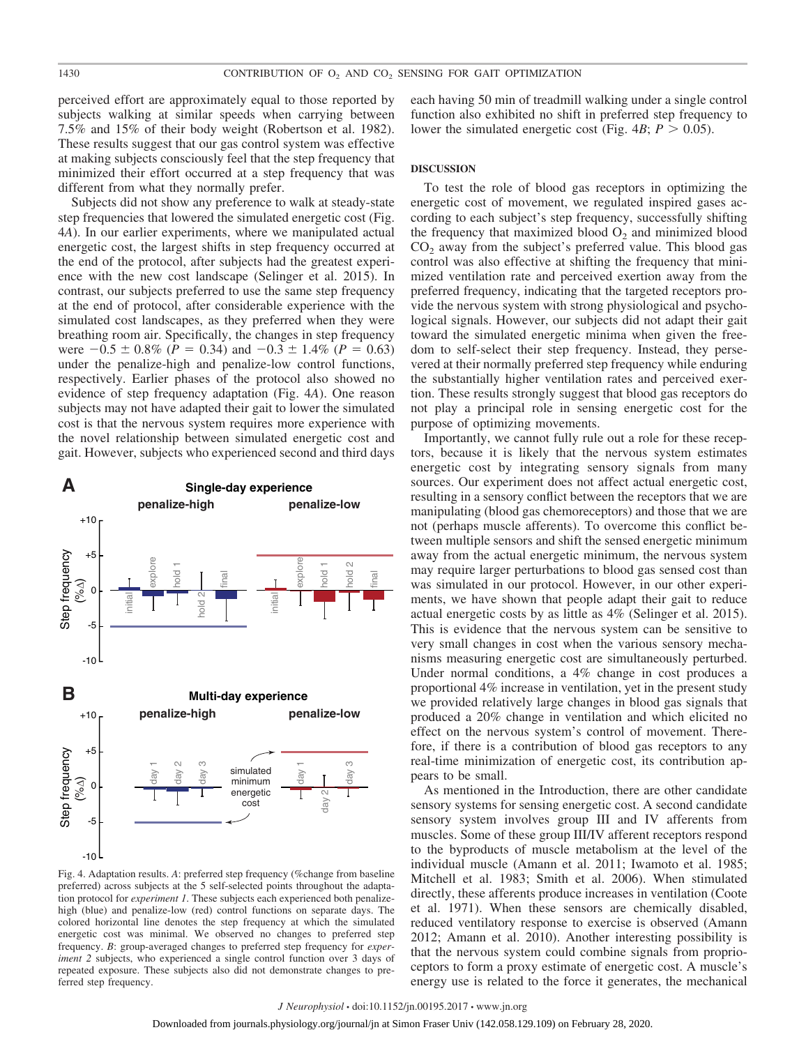perceived effort are approximately equal to those reported by subjects walking at similar speeds when carrying between 7.5% and 15% of their body weight (Robertson et al. 1982). These results suggest that our gas control system was effective at making subjects consciously feel that the step frequency that minimized their effort occurred at a step frequency that was different from what they normally prefer.

Subjects did not show any preference to walk at steady-state step frequencies that lowered the simulated energetic cost (Fig. 4*A*). In our earlier experiments, where we manipulated actual energetic cost, the largest shifts in step frequency occurred at the end of the protocol, after subjects had the greatest experience with the new cost landscape (Selinger et al. 2015). In contrast, our subjects preferred to use the same step frequency at the end of protocol, after considerable experience with the simulated cost landscapes, as they preferred when they were breathing room air. Specifically, the changes in step frequency were $-0.5 \pm 0.8\%$ ($P = 0.34$) and $-0.3 \pm 1.4\%$ ($P = 0.63$) under the penalize-high and penalize-low control functions, respectively. Earlier phases of the protocol also showed no evidence of step frequency adaptation (Fig. 4*A*). One reason subjects may not have adapted their gait to lower the simulated cost is that the nervous system requires more experience with the novel relationship between simulated energetic cost and gait. However, subjects who experienced second and third days each having 50 min of treadmill walking under a single control function also exhibited no shift in preferred step frequency to lower the simulated energetic cost (Fig. 4*B*; $P > 0.05$).

Fig. 4. Adaptation results. *A*: preferred step frequency (%change from baseline preferred) across subjects at the 5 self-selected points throughout the adaptation protocol for *experiment 1*. These subjects each experienced both penalize-high (blue) and penalize-low (red) control functions on separate days. The colored horizontal line denotes the step frequency at which the simulated energetic cost was minimal. We observed no changes to preferred step frequency. *B*: group-averaged changes to preferred step frequency for *experiment 2* subjects, who experienced a single control function over 3 days of repeated exposure. These subjects also did not demonstrate changes to preferred step frequency.

## DISCUSSION

To test the role of blood gas receptors in optimizing the energetic cost of movement, we regulated inspired gases according to each subject's step frequency, successfully shifting the frequency that maximized blood $O_2$ and minimized blood $CO_2$ away from the subject's preferred value. This blood gas control was also effective at shifting the frequency that minimized ventilation rate and perceived exertion away from the preferred frequency, indicating that the targeted receptors provide the nervous system with strong physiological and psychological signals. However, our subjects did not adapt their gait toward the simulated energetic minima when given the freedom to self-select their step frequency. Instead, they persevered at their normally preferred step frequency while enduring the substantially higher ventilation rates and perceived exertion. These results strongly suggest that blood gas receptors do not play a principal role in sensing energetic cost for the purpose of optimizing movements.

Importantly, we cannot fully rule out a role for these receptors, because it is likely that the nervous system estimates energetic cost by integrating sensory signals from many sources. Our experiment does not affect actual energetic cost, resulting in a sensory conflict between the receptors that we are manipulating (blood gas chemoreceptors) and those that we are not (perhaps muscle afferents). To overcome this conflict between multiple sensors and shift the sensed energetic minimum away from the actual energetic minimum, the nervous system may require larger perturbations to blood gas sensed cost than was simulated in our protocol. However, in our other experiments, we have shown that people adapt their gait to reduce actual energetic costs by as little as 4% (Selinger et al. 2015). This is evidence that the nervous system can be sensitive to very small changes in cost when the various sensory mechanisms measuring energetic cost are simultaneously perturbed. Under normal conditions, a 4% change in cost produces a proportional 4% increase in ventilation, yet in the present study we provided relatively large changes in blood gas signals that produced a 20% change in ventilation and which elicited no effect on the nervous system's control of movement. Therefore, if there is a contribution of blood gas receptors to any real-time minimization of energetic cost, its contribution appears to be small.

As mentioned in the Introduction, there are other candidate sensory systems for sensing energetic cost. A second candidate sensory system involves group III and IV afferents from muscles. Some of these group III/IV afferent receptors respond to the byproducts of muscle metabolism at the level of the individual muscle (Amann et al. 2011; Iwamoto et al. 1985; Mitchell et al. 1983; Smith et al. 2006). When stimulated directly, these afferents produce increases in ventilation (Coote et al. 1971). When these sensors are chemically disabled, reduced ventilatory response to exercise is observed (Amann 2012; Amann et al. 2010). Another interesting possibility is that the nervous system could combine signals from proprioceptors to form a proxy estimate of energetic cost. A muscle's energy use is related to the force it generates, the mechanical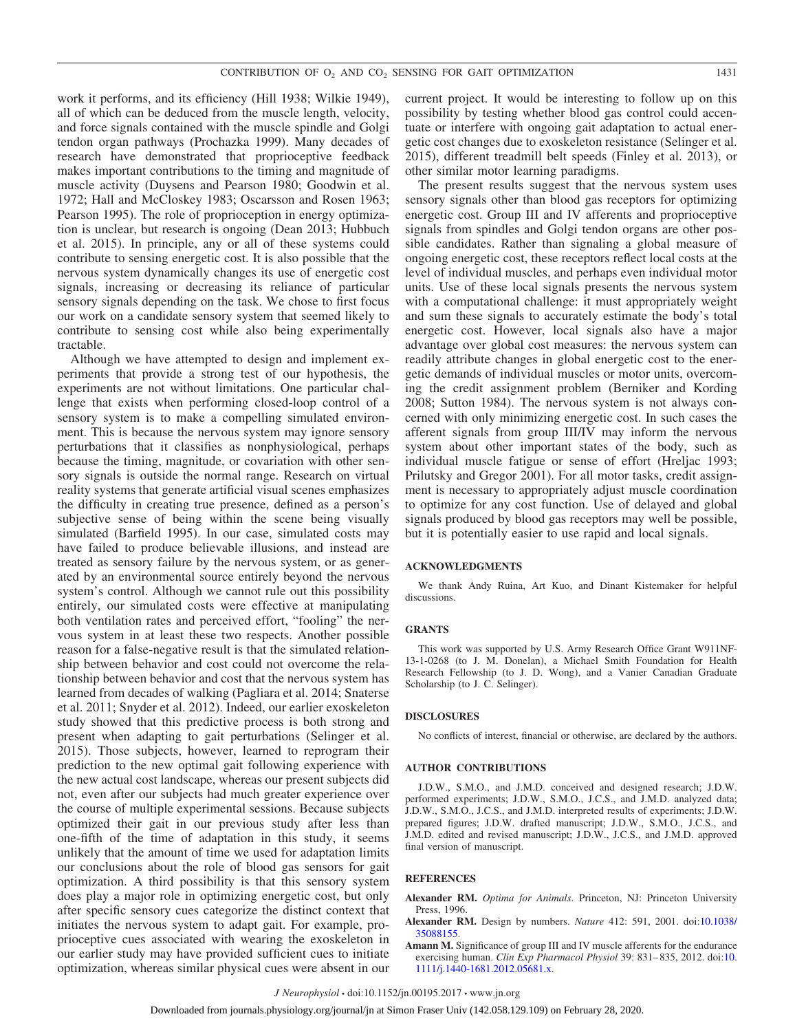work it performs, and its efficiency (Hill 1938; Wilkie 1949), all of which can be deduced from the muscle length, velocity, and force signals contained with the muscle spindle and Golgi tendon organ pathways (Prochazka 1999). Many decades of research have demonstrated that proprioceptive feedback makes important contributions to the timing and magnitude of muscle activity (Duysens and Pearson 1980; Goodwin et al. 1972; Hall and McCloskey 1983; Oscarsson and Rosen 1963; Pearson 1995). The role of proprioception in energy optimization is unclear, but research is ongoing (Dean 2013; Hubbuch et al. 2015). In principle, any or all of these systems could contribute to sensing energetic cost. It is also possible that the nervous system dynamically changes its use of energetic cost signals, increasing or decreasing its reliance of particular sensory signals depending on the task. We chose to first focus our work on a candidate sensory system that seemed likely to contribute to sensing cost while also being experimentally tractable.

Although we have attempted to design and implement experiments that provide a strong test of our hypothesis, the experiments are not without limitations. One particular challenge that exists when performing closed-loop control of a sensory system is to make a compelling simulated environment. This is because the nervous system may ignore sensory perturbations that it classifies as nonphysiological, perhaps because the timing, magnitude, or covariation with other sensory signals is outside the normal range. Research on virtual reality systems that generate artificial visual scenes emphasizes the difficulty in creating true presence, defined as a person's subjective sense of being within the scene being visually simulated (Barfield 1995). In our case, simulated costs may have failed to produce believable illusions, and instead are treated as sensory failure by the nervous system, or as generated by an environmental source entirely beyond the nervous system's control. Although we cannot rule out this possibility entirely, our simulated costs were effective at manipulating both ventilation rates and perceived effort, "fooling" the nervous system in at least these two respects. Another possible reason for a false-negative result is that the simulated relationship between behavior and cost could not overcome the relationship between behavior and cost that the nervous system has learned from decades of walking (Pagliara et al. 2014; Snaterse et al. 2011; Snyder et al. 2012). Indeed, our earlier exoskeleton study showed that this predictive process is both strong and present when adapting to gait perturbations (Selinger et al. 2015). Those subjects, however, learned to reprogram their prediction to the new optimal gait following experience with the new actual cost landscape, whereas our present subjects did not, even after our subjects had much greater experience over the course of multiple experimental sessions. Because subjects optimized their gait in our previous study after less than one-fifth of the time of adaptation in this study, it seems unlikely that the amount of time we used for adaptation limits our conclusions about the role of blood gas sensors for gait optimization. A third possibility is that this sensory system does play a major role in optimizing energetic cost, but only after specific sensory cues categorize the distinct context that initiates the nervous system to adapt gait. For example, proprioceptive cues associated with wearing the exoskeleton in our earlier study may have provided sufficient cues to initiate optimization, whereas similar physical cues were absent in our current project. It would be interesting to follow up on this possibility by testing whether blood gas control could accentuate or interfere with ongoing gait adaptation to actual energetic cost changes due to exoskeleton resistance (Selinger et al. 2015), different treadmill belt speeds (Finley et al. 2013), or other similar motor learning paradigms.

The present results suggest that the nervous system uses sensory signals other than blood gas receptors for optimizing energetic cost. Group III and IV afferents and proprioceptive signals from spindles and Golgi tendon organs are other possible candidates. Rather than signaling a global measure of ongoing energetic cost, these receptors reflect local costs at the level of individual muscles, and perhaps even individual motor units. Use of these local signals presents the nervous system with a computational challenge: it must appropriately weight and sum these signals to accurately estimate the body's total energetic cost. However, local signals also have a major advantage over global cost measures: the nervous system can readily attribute changes in global energetic cost to the energetic demands of individual muscles or motor units, overcoming the credit assignment problem (Berniker and Kording 2008; Sutton 1984). The nervous system is not always concerned with only minimizing energetic cost. In such cases the afferent signals from group III/IV may inform the nervous system about other important states of the body, such as individual muscle fatigue or sense of effort (Hreljac 1993; Prilutsky and Gregor 2001). For all motor tasks, credit assignment is necessary to appropriately adjust muscle coordination to optimize for any cost function. Use of delayed and global signals produced by blood gas receptors may well be possible, but it is potentially easier to use rapid and local signals.

## ACKNOWLEDGMENTS

We thank Andy Ruina, Art Kuo, and Dinant Kistemaker for helpful discussions.

## GRANTS

This work was supported by U.S. Army Research Office Grant W911NF-13-1-0268 (to J. M. Donelan), a Michael Smith Foundation for Health Research Fellowship (to J. D. Wong), and a Vanier Canadian Graduate Scholarship (to J. C. Selinger).

## DISCLOSURES

No conflicts of interest, financial or otherwise, are declared by the authors.

## AUTHOR CONTRIBUTIONS

J.D.W., S.M.O., and J.M.D. conceived and designed research; J.D.W. performed experiments; J.D.W., S.M.O., J.C.S., and J.M.D. analyzed data; J.D.W., S.M.O., J.C.S., and J.M.D. interpreted results of experiments; J.D.W. prepared figures; J.D.W. drafted manuscript; J.D.W., S.M.O., J.C.S., and J.M.D. edited and revised manuscript; J.D.W., J.C.S., and J.M.D. approved final version of manuscript.

## REFERENCES

**Alexander RM.** *Optima for Animals*. Princeton, NJ: Princeton University Press, 1996.

**Alexander RM.** Design by numbers. *Nature* 412: 591, 2001. doi:10.1038/35088155.

**Amann M.** Significance of group III and IV muscle afferents for the endurance exercising human. *Clin Exp Pharmacol Physiol* 39: 831–835, 2012. doi:10.1111/j.1440-1681.2012.05681.x.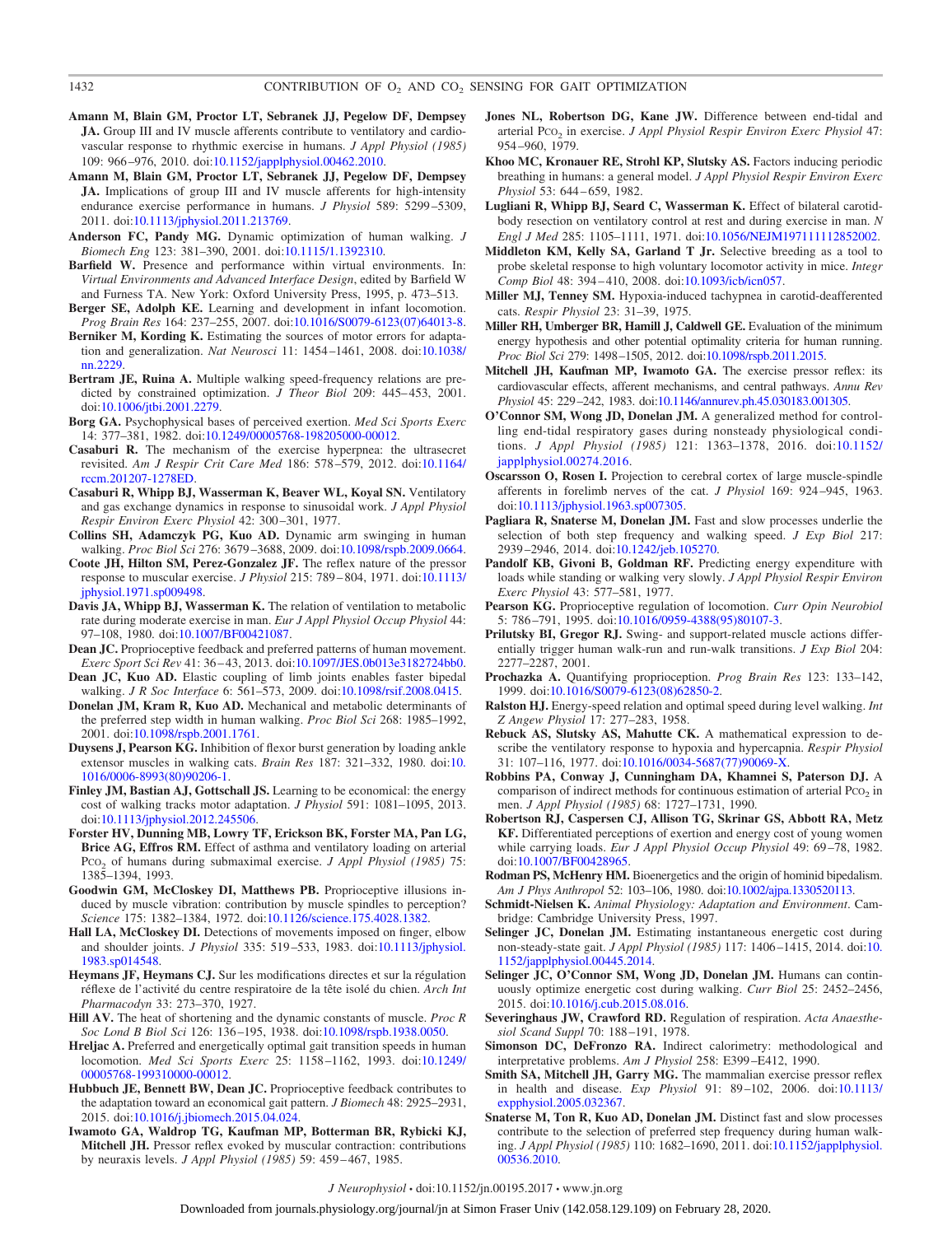**Amann M, Blain GM, Proctor LT, Sebranek JJ, Pegelow DF, Dempsey JA.** Group III and IV muscle afferents contribute to ventilatory and cardiovascular response to rhythmic exercise in humans. *J Appl Physiol (1985)* 109: 966–976, 2010. doi:10.1152/japplphysiol.00462.2010.

**Amann M, Blain GM, Proctor LT, Sebranek JJ, Pegelow DF, Dempsey JA.** Implications of group III and IV muscle afferents for high-intensity endurance exercise performance in humans. *J Physiol* 589: 5299–5309, 2011. doi:10.1113/jphysiol.2011.213769.

**Anderson FC, Pandy MG.** Dynamic optimization of human walking. *J Biomech Eng* 123: 381–390, 2001. doi:10.1115/1.1392310.

**Barfield W.** Presence and performance within virtual environments. In: *Virtual Environments and Advanced Interface Design*, edited by Barfield W and Furness TA. New York: Oxford University Press, 1995, p. 473–513.

**Berger SE, Adolph KE.** Learning and development in infant locomotion. *Prog Brain Res* 164: 237–255, 2007. doi:10.1016/S0079-6123(07)64013-8.

**Berniker M, Kording K.** Estimating the sources of motor errors for adaptation and generalization. *Nat Neurosci* 11: 1454–1461, 2008. doi:10.1038/nn.2229.

**Bertram JE, Ruina A.** Multiple walking speed-frequency relations are predicted by constrained optimization. *J Theor Biol* 209: 445–453, 2001. doi:10.1006/jtbi.2001.2279.

**Borg GA.** Psychophysical bases of perceived exertion. *Med Sci Sports Exerc* 14: 377–381, 1982. doi:10.1249/00005768-198205000-00012.

**Casaburi R.** The mechanism of the exercise hyperpnea: the ultrasecret revisited. *Am J Respir Crit Care Med* 186: 578–579, 2012. doi:10.1164/rccm.201207-1278ED.

**Casaburi R, Whipp BJ, Wasserman K, Beaver WL, Koyal SN.** Ventilatory and gas exchange dynamics in response to sinusoidal work. *J Appl Physiol Respir Environ Exerc Physiol* 42: 300–301, 1977.

**Collins SH, Adamczyk PG, Kuo AD.** Dynamic arm swinging in human walking. *Proc Biol Sci* 276: 3679–3688, 2009. doi:10.1098/rspb.2009.0664.

**Coote JH, Hilton SM, Perez-Gonzalez JF.** The reflex nature of the pressor response to muscular exercise. *J Physiol* 215: 789–804, 1971. doi:10.1113/jphysiol.1971.sp009498.

**Davis JA, Whipp BJ, Wasserman K.** The relation of ventilation to metabolic rate during moderate exercise in man. *Eur J Appl Physiol Occup Physiol* 44: 97–108, 1980. doi:10.1007/BF00421087.

**Dean JC.** Proprioceptive feedback and preferred patterns of human movement. *Exerc Sport Sci Rev* 41: 36–43, 2013. doi:10.1097/JES.0b013e3182724bb0.

**Dean JC, Kuo AD.** Elastic coupling of limb joints enables faster bipedal walking. *J R Soc Interface* 6: 561–573, 2009. doi:10.1098/rsif.2008.0415.

**Donelan JM, Kram R, Kuo AD.** Mechanical and metabolic determinants of the preferred step width in human walking. *Proc Biol Sci* 268: 1985–1992, 2001. doi:10.1098/rspb.2001.1761.

**Duysens J, Pearson KG.** Inhibition of flexor burst generation by loading ankle extensor muscles in walking cats. *Brain Res* 187: 321–332, 1980. doi:10.1016/0006-8993(80)90206-1.

**Finley JM, Bastian AJ, Gottschall JS.** Learning to be economical: the energy cost of walking tracks motor adaptation. *J Physiol* 591: 1081–1095, 2013. doi:10.1113/jphysiol.2012.245506.

**Forster HV, Dunning MB, Lowry TF, Erickson BK, Forster MA, Pan LG, Brice AG, Effros RM.** Effect of asthma and ventilatory loading on arterial $P_{CO_2}$ of humans during submaximal exercise. *J Appl Physiol (1985)* 75: 1385–1394, 1993.

**Goodwin GM, McCloskey DI, Matthews PB.** Proprioceptive illusions induced by muscle vibration: contribution by muscle spindles to perception? *Science* 175: 1382–1384, 1972. doi:10.1126/science.175.4028.1382.

**Hall LA, McCloskey DI.** Detections of movements imposed on finger, elbow and shoulder joints. *J Physiol* 335: 519–533, 1983. doi:10.1113/jphysiol.1983.sp014548.

**Heymans JF, Heymans CJ.** Sur les modifications directes et sur la régulation réflexe de l'activité du centre respiratoire de la tête isolé du chien. *Arch Int Pharmacodyn* 33: 273–370, 1927.

**Hill AV.** The heat of shortening and the dynamic constants of muscle. *Proc R Soc Lond B Biol Sci* 126: 136–195, 1938. doi:10.1098/rspb.1938.0050.

**Hreljac A.** Preferred and energetically optimal gait transition speeds in human locomotion. *Med Sci Sports Exerc* 25: 1158–1162, 1993. doi:10.1249/00005768-199310000-00012.

**Hubbuch JE, Bennett BW, Dean JC.** Proprioceptive feedback contributes to the adaptation toward an economical gait pattern. *J Biomech* 48: 2925–2931, 2015. doi:10.1016/j.jbiomech.2015.04.024.

**Iwamoto GA, Waldrop TG, Kaufman MP, Botterman BR, Rybicki KJ, Mitchell JH.** Pressor reflex evoked by muscular contraction: contributions by neuraxis levels. *J Appl Physiol (1985)* 59: 459–467, 1985.

**Jones NL, Robertson DG, Kane JW.** Difference between end-tidal and arterial $P_{CO_2}$ in exercise. *J Appl Physiol Respir Environ Exerc Physiol* 47: 954–960, 1979.

**Khoo MC, Kronauer RE, Strohl KP, Slutsky AS.** Factors inducing periodic breathing in humans: a general model. *J Appl Physiol Respir Environ Exerc Physiol* 53: 644–659, 1982.

**Lugliani R, Whipp BJ, Seard C, Wasserman K.** Effect of bilateral carotid-body resection on ventilatory control at rest and during exercise in man. *N Engl J Med* 285: 1105–1111, 1971. doi:10.1056/NEJM197111112852002.

**Middleton KM, Kelly SA, Garland T Jr.** Selective breeding as a tool to probe skeletal response to high voluntary locomotor activity in mice. *Integr Comp Biol* 48: 394–410, 2008. doi:10.1093/icb/icn057.

**Miller MJ, Tenney SM.** Hypoxia-induced tachypnea in carotid-deafferented cats. *Respir Physiol* 23: 31–39, 1975.

**Miller RH, Umberger BR, Hamill J, Caldwell GE.** Evaluation of the minimum energy hypothesis and other potential optimality criteria for human running. *Proc Biol Sci* 279: 1498–1505, 2012. doi:10.1098/rspb.2011.2015.

**Mitchell JH, Kaufman MP, Iwamoto GA.** The exercise pressor reflex: its cardiovascular effects, afferent mechanisms, and central pathways. *Annu Rev Physiol* 45: 229–242, 1983. doi:10.1146/annurev.ph.45.030183.001305.

**O'Connor SM, Wong JD, Donelan JM.** A generalized method for controlling end-tidal respiratory gases during nonsteady physiological conditions. *J Appl Physiol (1985)* 121: 1363–1378, 2016. doi:10.1152/japplphysiol.00274.2016.

**Oscarsson O, Rosen I.** Projection to cerebral cortex of large muscle-spindle afferents in forelimb nerves of the cat. *J Physiol* 169: 924–945, 1963. doi:10.1113/jphysiol.1963.sp007305.

**Pagliara R, Snaterse M, Donelan JM.** Fast and slow processes underlie the selection of both step frequency and walking speed. *J Exp Biol* 217: 2939–2946, 2014. doi:10.1242/jeb.105270.

**Pandolf KB, Givoni B, Goldman RF.** Predicting energy expenditure with loads while standing or walking very slowly. *J Appl Physiol Respir Environ Exerc Physiol* 43: 577–581, 1977.

**Pearson KG.** Proprioceptive regulation of locomotion. *Curr Opin Neurobiol* 5: 786–791, 1995. doi:10.1016/0959-4388(95)80107-3.

**Prilutsky BI, Gregor RJ.** Swing- and support-related muscle actions differentially trigger human walk-run and run-walk transitions. *J Exp Biol* 204: 2277–2287, 2001.

**Prochazka A.** Quantifying proprioception. *Prog Brain Res* 123: 133–142, 1999. doi:10.1016/S0079-6123(08)62850-2.

**Ralston HJ.** Energy-speed relation and optimal speed during level walking. *Int Z Angew Physiol* 17: 277–283, 1958.

**Rebuck AS, Slutsky AS, Mahutte CK.** A mathematical expression to describe the ventilatory response to hypoxia and hypercapnia. *Respir Physiol* 31: 107–116, 1977. doi:10.1016/0034-5687(77)90069-X.

**Robbins PA, Conway J, Cunningham DA, Khamnei S, Paterson DJ.** A comparison of indirect methods for continuous estimation of arterial $P_{CO_2}$ in men. *J Appl Physiol (1985)* 68: 1727–1731, 1990.

**Robertson RJ, Caspersen CJ, Allison TG, Skrinar GS, Abbott RA, Metz KF.** Differentiated perceptions of exertion and energy cost of young women while carrying loads. *Eur J Appl Physiol Occup Physiol* 49: 69–78, 1982. doi:10.1007/BF00428965.

**Rodman PS, McHenry HM.** Bioenergetics and the origin of hominid bipedalism. *Am J Phys Anthropol* 52: 103–106, 1980. doi:10.1002/ajpa.1330520113.

**Schmidt-Nielsen K.** *Animal Physiology: Adaptation and Environment*. Cambridge: Cambridge University Press, 1997.

**Selinger JC, Donelan JM.** Estimating instantaneous energetic cost during non-steady-state gait. *J Appl Physiol (1985)* 117: 1406–1415, 2014. doi:10.1152/japplphysiol.00445.2014.

**Selinger JC, O'Connor SM, Wong JD, Donelan JM.** Humans can continuously optimize energetic cost during walking. *Curr Biol* 25: 2452–2456, 2015. doi:10.1016/j.cub.2015.08.016.

**Severinghaus JW, Crawford RD.** Regulation of respiration. *Acta Anaesthesiol Scand Suppl* 70: 188–191, 1978.

**Simonson DC, DeFronzo RA.** Indirect calorimetry: methodological and interpretative problems. *Am J Physiol* 258: E399–E412, 1990.

**Smith SA, Mitchell JH, Garry MG.** The mammalian exercise pressor reflex in health and disease. *Exp Physiol* 91: 89–102, 2006. doi:10.1113/expphysiol.2005.032367.

**Snaterse M, Ton R, Kuo AD, Donelan JM.** Distinct fast and slow processes contribute to the selection of preferred step frequency during human walking. *J Appl Physiol (1985)* 110: 1682–1690, 2011. doi:10.1152/japplphysiol.00536.2010.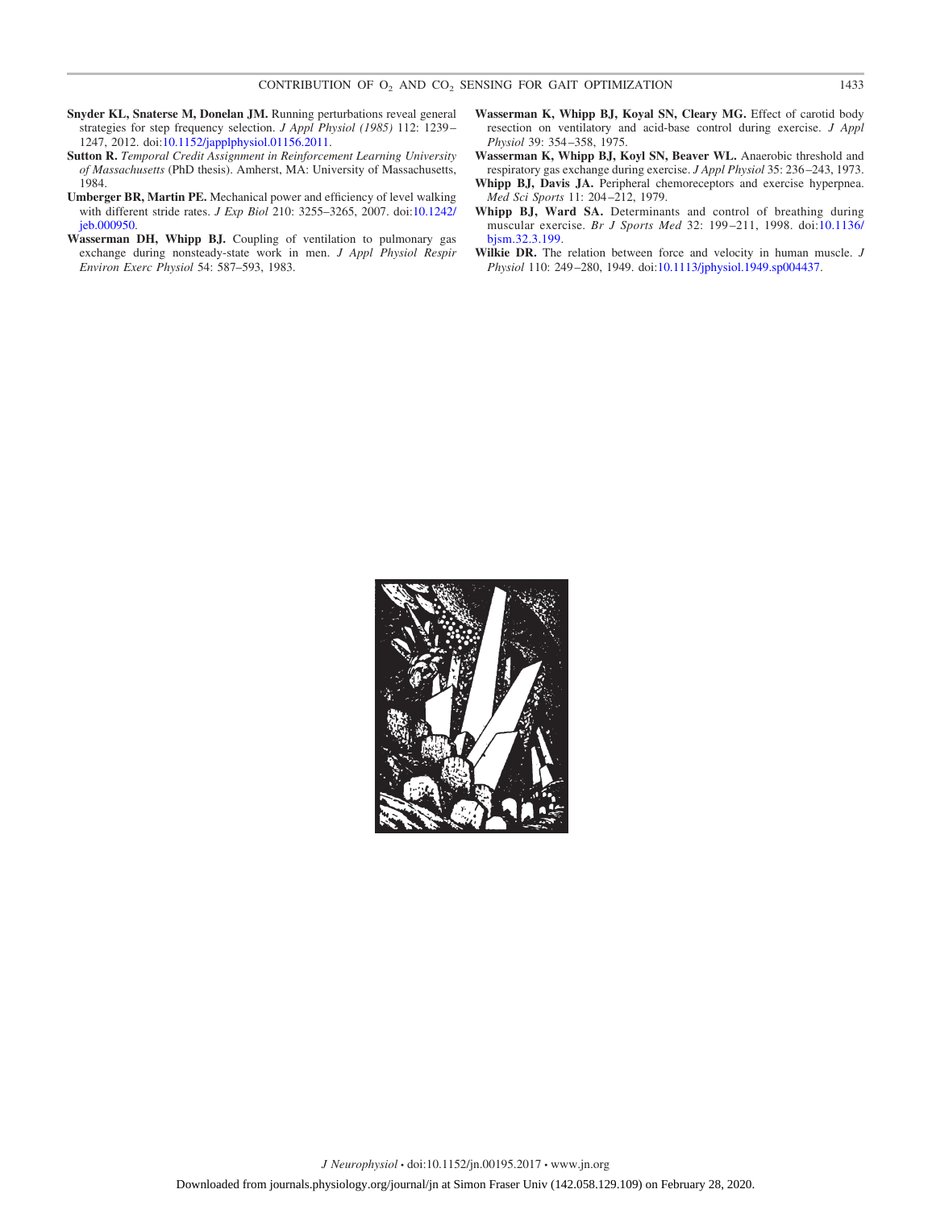**Snyder KL, Snaterse M, Donelan JM.** Running perturbations reveal general strategies for step frequency selection. *J Appl Physiol (1985)* 112: 1239–1247, 2012. doi:10.1152/japplphysiol.01156.2011.

**Sutton R.** *Temporal Credit Assignment in Reinforcement Learning University of Massachusetts* (PhD thesis). Amherst, MA: University of Massachusetts, 1984.

**Umberger BR, Martin PE.** Mechanical power and efficiency of level walking with different stride rates. *J Exp Biol* 210: 3255–3265, 2007. doi:10.1242/jeb.000950.

**Wasserman DH, Whipp BJ.** Coupling of ventilation to pulmonary gas exchange during nonsteady-state work in men. *J Appl Physiol Respir Environ Exerc Physiol* 54: 587–593, 1983.

**Wasserman K, Whipp BJ, Koyal SN, Cleary MG.** Effect of carotid body resection on ventilatory and acid-base control during exercise. *J Appl Physiol* 39: 354–358, 1975.

**Wasserman K, Whipp BJ, Koyl SN, Beaver WL.** Anaerobic threshold and respiratory gas exchange during exercise. *J Appl Physiol* 35: 236–243, 1973.

**Whipp BJ, Davis JA.** Peripheral chemoreceptors and exercise hyperpnea. *Med Sci Sports* 11: 204–212, 1979.

**Whipp BJ, Ward SA.** Determinants and control of breathing during muscular exercise. *Br J Sports Med* 32: 199–211, 1998. doi:10.1136/bjsm.32.3.199.

**Wilkie DR.** The relation between force and velocity in human muscle. *J Physiol* 110: 249–280, 1949. doi:10.1113/jphysiol.1949.sp004437.